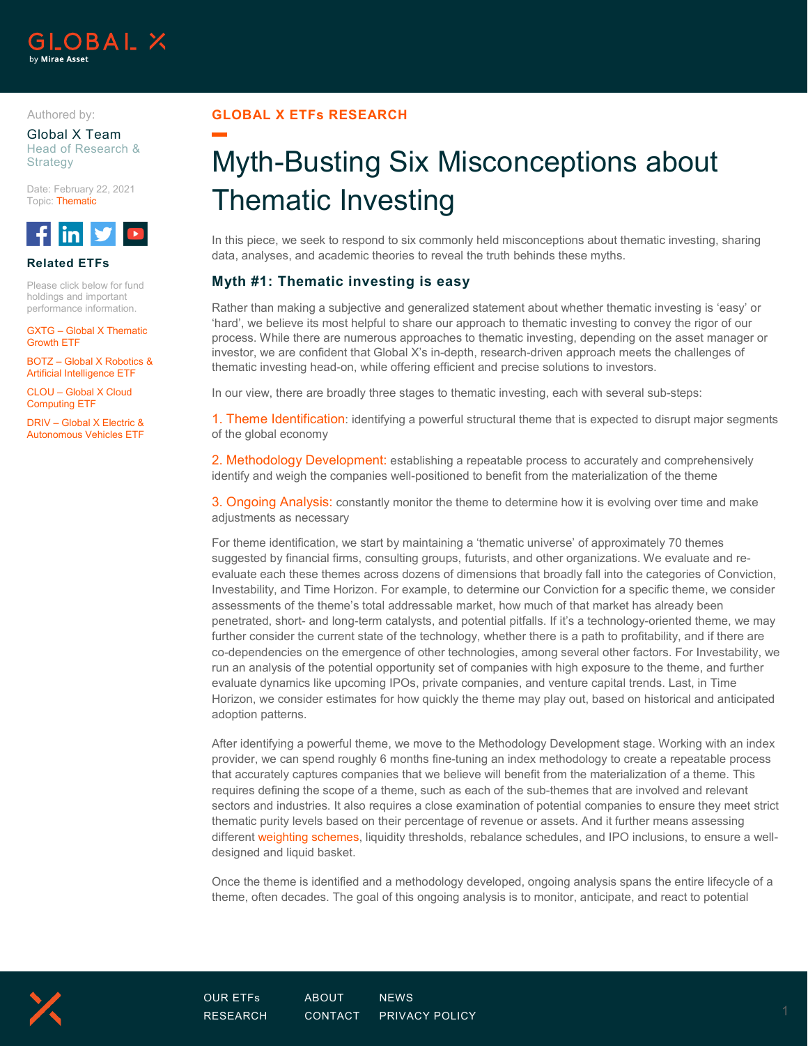GLOBAL X by Mirae Asset

Authored by:

Global X Team
Head of Research & Strategy

Date: February 22, 2021
Topic: Thematic

**Related ETFs**

Please click below for fund holdings and important performance information.

GXTG – Global X Thematic Growth ETF

BOTZ – Global X Robotics & Artificial Intelligence ETF

CLOU – Global X Cloud Computing ETF

DRIV – Global X Electric & Autonomous Vehicles ETF

GLOBAL X ETFs RESEARCH

# Myth-Busting Six Misconceptions about Thematic Investing

In this piece, we seek to respond to six commonly held misconceptions about thematic investing, sharing data, analyses, and academic theories to reveal the truth behinds these myths.

## Myth #1: Thematic investing is easy

Rather than making a subjective and generalized statement about whether thematic investing is 'easy' or 'hard', we believe its most helpful to share our approach to thematic investing to convey the rigor of our process. While there are numerous approaches to thematic investing, depending on the asset manager or investor, we are confident that Global X's in-depth, research-driven approach meets the challenges of thematic investing head-on, while offering efficient and precise solutions to investors.

In our view, there are broadly three stages to thematic investing, each with several sub-steps:

1. Theme Identification: identifying a powerful structural theme that is expected to disrupt major segments of the global economy

2. Methodology Development: establishing a repeatable process to accurately and comprehensively identify and weigh the companies well-positioned to benefit from the materialization of the theme

3. Ongoing Analysis: constantly monitor the theme to determine how it is evolving over time and make adjustments as necessary

For theme identification, we start by maintaining a 'thematic universe' of approximately 70 themes suggested by financial firms, consulting groups, futurists, and other organizations. We evaluate and re-evaluate each these themes across dozens of dimensions that broadly fall into the categories of Conviction, Investability, and Time Horizon. For example, to determine our Conviction for a specific theme, we consider assessments of the theme's total addressable market, how much of that market has already been penetrated, short- and long-term catalysts, and potential pitfalls. If it's a technology-oriented theme, we may further consider the current state of the technology, whether there is a path to profitability, and if there are co-dependencies on the emergence of other technologies, among several other factors. For Investability, we run an analysis of the potential opportunity set of companies with high exposure to the theme, and further evaluate dynamics like upcoming IPOs, private companies, and venture capital trends. Last, in Time Horizon, we consider estimates for how quickly the theme may play out, based on historical and anticipated adoption patterns.

After identifying a powerful theme, we move to the Methodology Development stage. Working with an index provider, we can spend roughly 6 months fine-tuning an index methodology to create a repeatable process that accurately captures companies that we believe will benefit from the materialization of a theme. This requires defining the scope of a theme, such as each of the sub-themes that are involved and relevant sectors and industries. It also requires a close examination of potential companies to ensure they meet strict thematic purity levels based on their percentage of revenue or assets. And it further means assessing different weighting schemes, liquidity thresholds, rebalance schedules, and IPO inclusions, to ensure a well-designed and liquid basket.

Once the theme is identified and a methodology developed, ongoing analysis spans the entire lifecycle of a theme, often decades. The goal of this ongoing analysis is to monitor, anticipate, and react to potential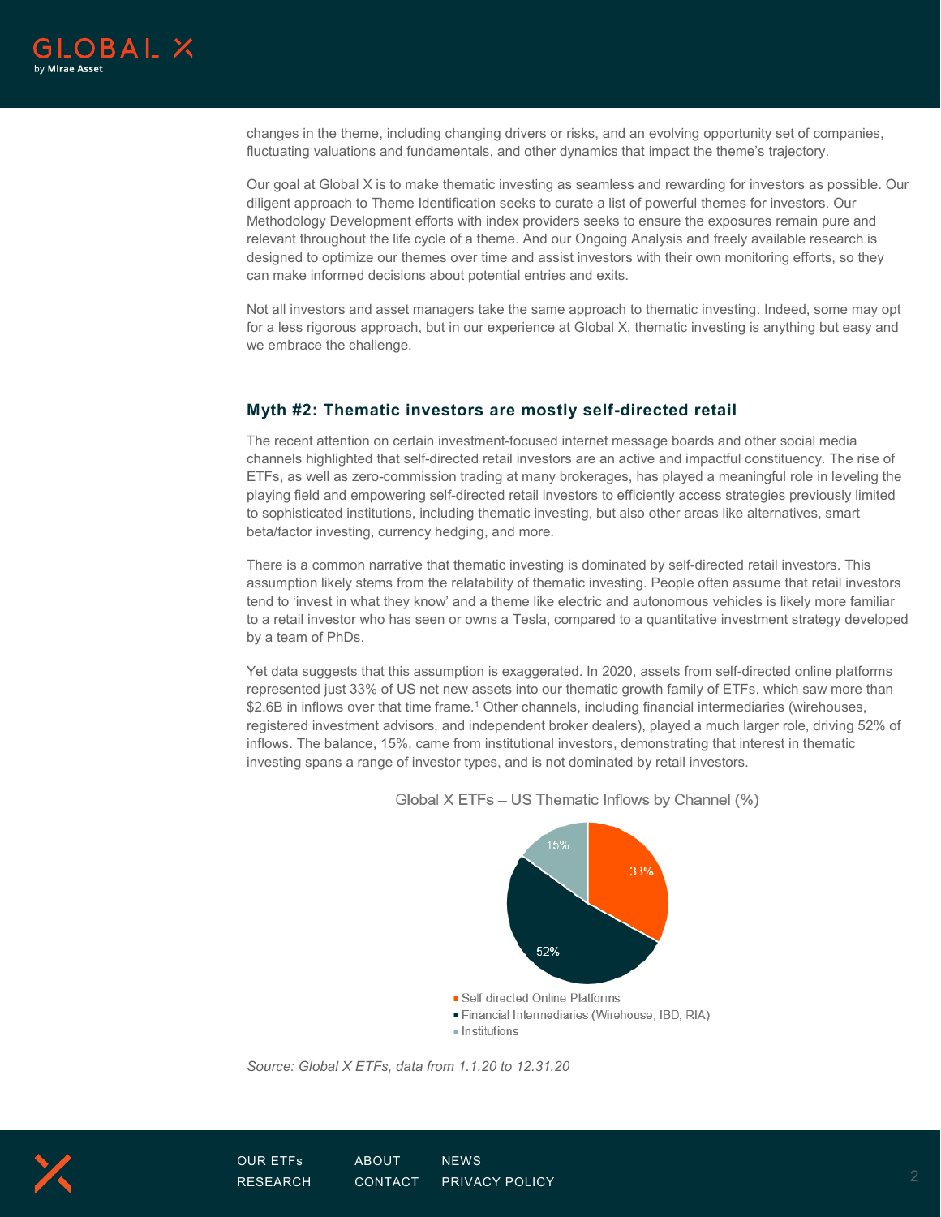changes in the theme, including changing drivers or risks, and an evolving opportunity set of companies, fluctuating valuations and fundamentals, and other dynamics that impact the theme's trajectory.

Our goal at Global X is to make thematic investing as seamless and rewarding for investors as possible. Our diligent approach to Theme Identification seeks to curate a list of powerful themes for investors. Our Methodology Development efforts with index providers seeks to ensure the exposures remain pure and relevant throughout the life cycle of a theme. And our Ongoing Analysis and freely available research is designed to optimize our themes over time and assist investors with their own monitoring efforts, so they can make informed decisions about potential entries and exits.

Not all investors and asset managers take the same approach to thematic investing. Indeed, some may opt for a less rigorous approach, but in our experience at Global X, thematic investing is anything but easy and we embrace the challenge.

## Myth #2: Thematic investors are mostly self-directed retail

The recent attention on certain investment-focused internet message boards and other social media channels highlighted that self-directed retail investors are an active and impactful constituency. The rise of ETFs, as well as zero-commission trading at many brokerages, has played a meaningful role in leveling the playing field and empowering self-directed retail investors to efficiently access strategies previously limited to sophisticated institutions, including thematic investing, but also other areas like alternatives, smart beta/factor investing, currency hedging, and more.

There is a common narrative that thematic investing is dominated by self-directed retail investors. This assumption likely stems from the relatability of thematic investing. People often assume that retail investors tend to 'invest in what they know' and a theme like electric and autonomous vehicles is likely more familiar to a retail investor who has seen or owns a Tesla, compared to a quantitative investment strategy developed by a team of PhDs.

Yet data suggests that this assumption is exaggerated. In 2020, assets from self-directed online platforms represented just 33% of US net new assets into our thematic growth family of ETFs, which saw more than $2.6B in inflows over that time frame.[1] Other channels, including financial intermediaries (wirehouses, registered investment advisors, and independent broker dealers), played a much larger role, driving 52% of inflows. The balance, 15%, came from institutional investors, demonstrating that interest in thematic investing spans a range of investor types, and is not dominated by retail investors.

Global X ETFs – US Thematic Inflows by Channel (%)

| Channel | % |
|---|---|
| Self-directed Online Platforms | 33% |
| Financial Intermediaries (Wirehouse, IBD, RIA) | 52% |
| Institutions | 15% |

*Source: Global X ETFs, data from 1.1.20 to 12.31.20*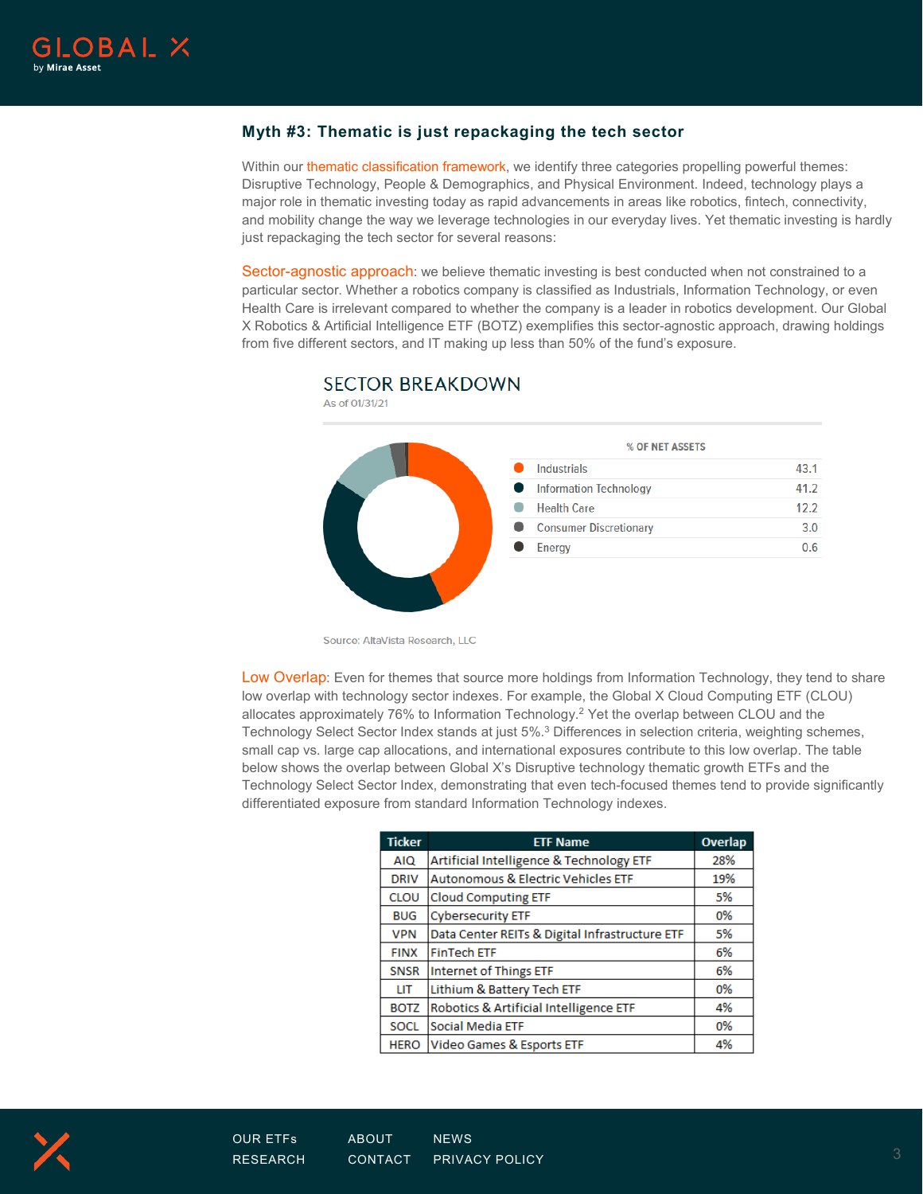## Myth #3: Thematic is just repackaging the tech sector

Within our thematic classification framework, we identify three categories propelling powerful themes: Disruptive Technology, People & Demographics, and Physical Environment. Indeed, technology plays a major role in thematic investing today as rapid advancements in areas like robotics, fintech, connectivity, and mobility change the way we leverage technologies in our everyday lives. Yet thematic investing is hardly just repackaging the tech sector for several reasons:

Sector-agnostic approach: we believe thematic investing is best conducted when not constrained to a particular sector. Whether a robotics company is classified as Industrials, Information Technology, or even Health Care is irrelevant compared to whether the company is a leader in robotics development. Our Global X Robotics & Artificial Intelligence ETF (BOTZ) exemplifies this sector-agnostic approach, drawing holdings from five different sectors, and IT making up less than 50% of the fund's exposure.

### SECTOR BREAKDOWN

As of 01/31/21

| | % OF NET ASSETS |
|---|---|
| Industrials | 43.1 |
| Information Technology | 41.2 |
| Health Care | 12.2 |
| Consumer Discretionary | 3.0 |
| Energy | 0.6 |

Source: AltaVista Research, LLC

Low Overlap: Even for themes that source more holdings from Information Technology, they tend to share low overlap with technology sector indexes. For example, the Global X Cloud Computing ETF (CLOU) allocates approximately 76% to Information Technology.[2] Yet the overlap between CLOU and the Technology Select Sector Index stands at just 5%.[3] Differences in selection criteria, weighting schemes, small cap vs. large cap allocations, and international exposures contribute to this low overlap. The table below shows the overlap between Global X's Disruptive technology thematic growth ETFs and the Technology Select Sector Index, demonstrating that even tech-focused themes tend to provide significantly differentiated exposure from standard Information Technology indexes.

| Ticker | ETF Name | Overlap |
|---|---|---|
| AIQ | Artificial Intelligence & Technology ETF | 28% |
| DRIV | Autonomous & Electric Vehicles ETF | 19% |
| CLOU | Cloud Computing ETF | 5% |
| BUG | Cybersecurity ETF | 0% |
| VPN | Data Center REITs & Digital Infrastructure ETF | 5% |
| FINX | FinTech ETF | 6% |
| SNSR | Internet of Things ETF | 6% |
| LIT | Lithium & Battery Tech ETF | 0% |
| BOTZ | Robotics & Artificial Intelligence ETF | 4% |
| SOCL | Social Media ETF | 0% |
| HERO | Video Games & Esports ETF | 4% |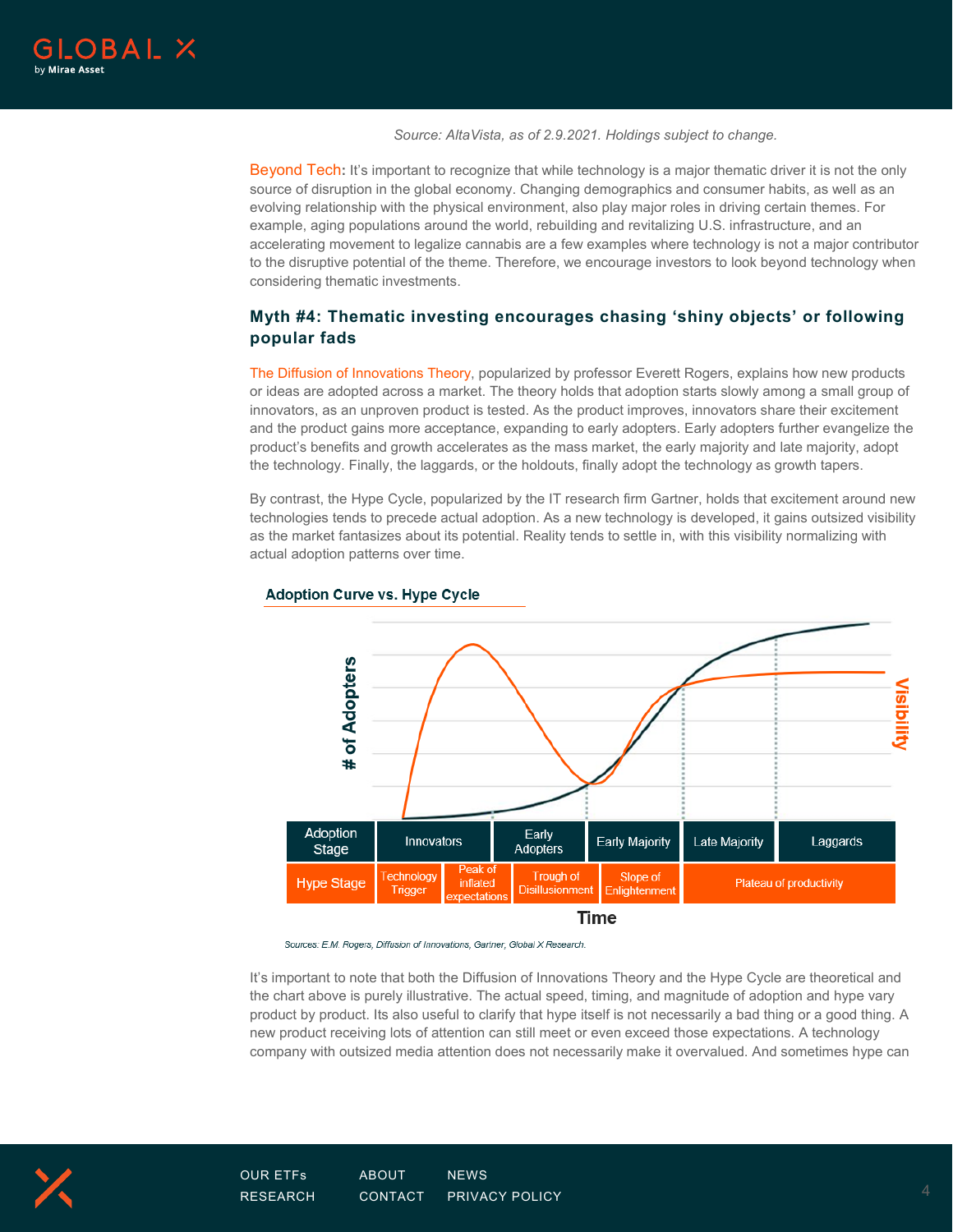*Source: AltaVista, as of 2.9.2021. Holdings subject to change.*

Beyond Tech: It's important to recognize that while technology is a major thematic driver it is not the only source of disruption in the global economy. Changing demographics and consumer habits, as well as an evolving relationship with the physical environment, also play major roles in driving certain themes. For example, aging populations around the world, rebuilding and revitalizing U.S. infrastructure, and an accelerating movement to legalize cannabis are a few examples where technology is not a major contributor to the disruptive potential of the theme. Therefore, we encourage investors to look beyond technology when considering thematic investments.

## Myth #4: Thematic investing encourages chasing 'shiny objects' or following popular fads

The Diffusion of Innovations Theory, popularized by professor Everett Rogers, explains how new products or ideas are adopted across a market. The theory holds that adoption starts slowly among a small group of innovators, as an unproven product is tested. As the product improves, innovators share their excitement and the product gains more acceptance, expanding to early adopters. Early adopters further evangelize the product's benefits and growth accelerates as the mass market, the early majority and late majority, adopt the technology. Finally, the laggards, or the holdouts, finally adopt the technology as growth tapers.

By contrast, the Hype Cycle, popularized by the IT research firm Gartner, holds that excitement around new technologies tends to precede actual adoption. As a new technology is developed, it gains outsized visibility as the market fantasizes about its potential. Reality tends to settle in, with this visibility normalizing with actual adoption patterns over time.

**Adoption Curve vs. Hype Cycle**

| Adoption Stage | Innovators | | Early Adopters | Early Majority | Late Majority | Laggards |
|---|---|---|---|---|---|---|
| Hype Stage | Technology Trigger | Peak of inflated expectations | Trough of Disillusionment | Slope of Enlightenment | Plateau of productivity | |

Time

*Sources: E.M. Rogers, Diffusion of Innovations, Gartner, Global X Research.*

It's important to note that both the Diffusion of Innovations Theory and the Hype Cycle are theoretical and the chart above is purely illustrative. The actual speed, timing, and magnitude of adoption and hype vary product by product. Its also useful to clarify that hype itself is not necessarily a bad thing or a good thing. A new product receiving lots of attention can still meet or even exceed those expectations. A technology company with outsized media attention does not necessarily make it overvalued. And sometimes hype can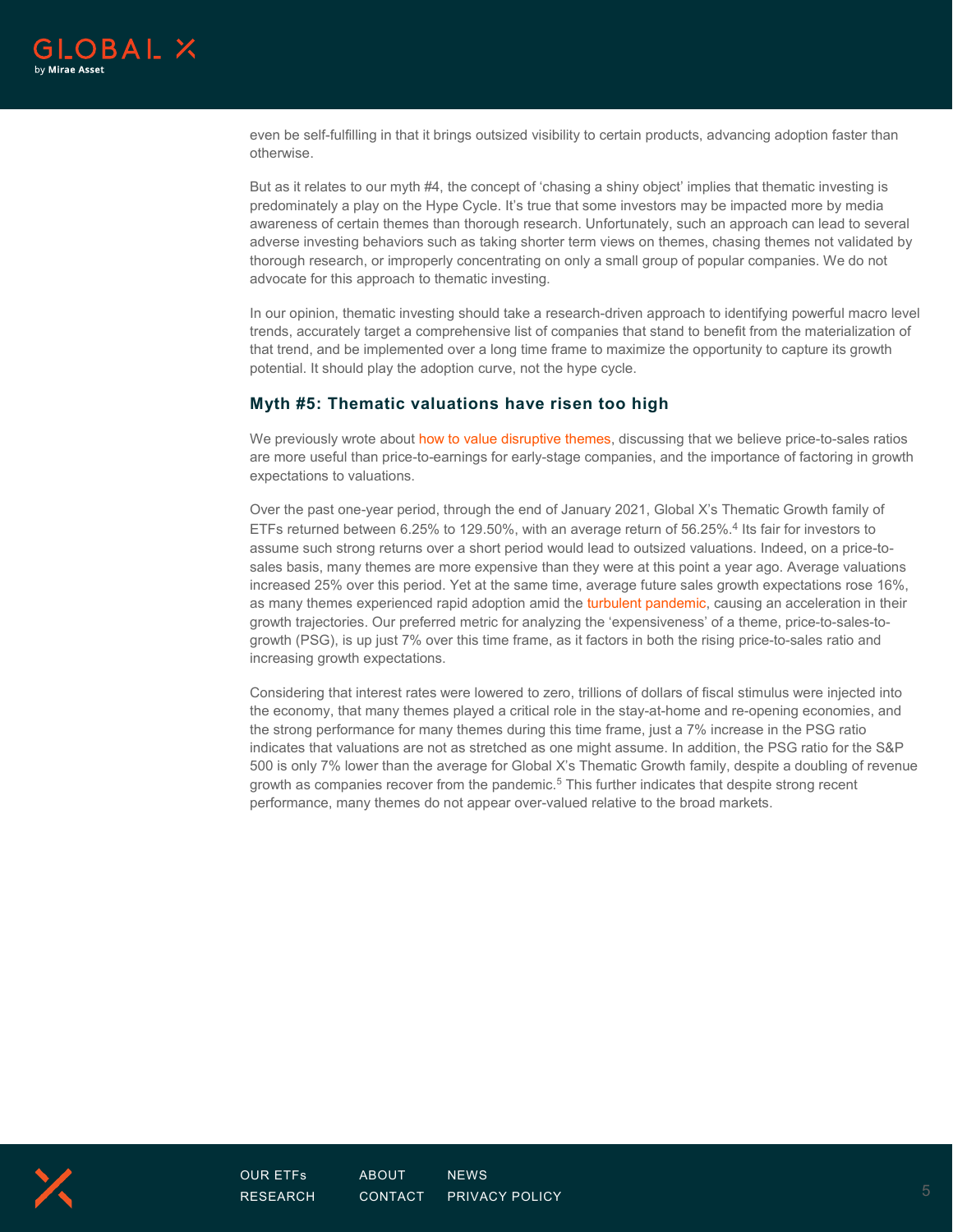even be self-fulfilling in that it brings outsized visibility to certain products, advancing adoption faster than otherwise.

But as it relates to our myth #4, the concept of 'chasing a shiny object' implies that thematic investing is predominately a play on the Hype Cycle. It's true that some investors may be impacted more by media awareness of certain themes than thorough research. Unfortunately, such an approach can lead to several adverse investing behaviors such as taking shorter term views on themes, chasing themes not validated by thorough research, or improperly concentrating on only a small group of popular companies. We do not advocate for this approach to thematic investing.

In our opinion, thematic investing should take a research-driven approach to identifying powerful macro level trends, accurately target a comprehensive list of companies that stand to benefit from the materialization of that trend, and be implemented over a long time frame to maximize the opportunity to capture its growth potential. It should play the adoption curve, not the hype cycle.

### Myth #5: Thematic valuations have risen too high

We previously wrote about how to value disruptive themes, discussing that we believe price-to-sales ratios are more useful than price-to-earnings for early-stage companies, and the importance of factoring in growth expectations to valuations.

Over the past one-year period, through the end of January 2021, Global X's Thematic Growth family of ETFs returned between 6.25% to 129.50%, with an average return of 56.25%.[4] Its fair for investors to assume such strong returns over a short period would lead to outsized valuations. Indeed, on a price-to-sales basis, many themes are more expensive than they were at this point a year ago. Average valuations increased 25% over this period. Yet at the same time, average future sales growth expectations rose 16%, as many themes experienced rapid adoption amid the turbulent pandemic, causing an acceleration in their growth trajectories. Our preferred metric for analyzing the 'expensiveness' of a theme, price-to-sales-to-growth (PSG), is up just 7% over this time frame, as it factors in both the rising price-to-sales ratio and increasing growth expectations.

Considering that interest rates were lowered to zero, trillions of dollars of fiscal stimulus were injected into the economy, that many themes played a critical role in the stay-at-home and re-opening economies, and the strong performance for many themes during this time frame, just a 7% increase in the PSG ratio indicates that valuations are not as stretched as one might assume. In addition, the PSG ratio for the S&P 500 is only 7% lower than the average for Global X's Thematic Growth family, despite a doubling of revenue growth as companies recover from the pandemic.[5] This further indicates that despite strong recent performance, many themes do not appear over-valued relative to the broad markets.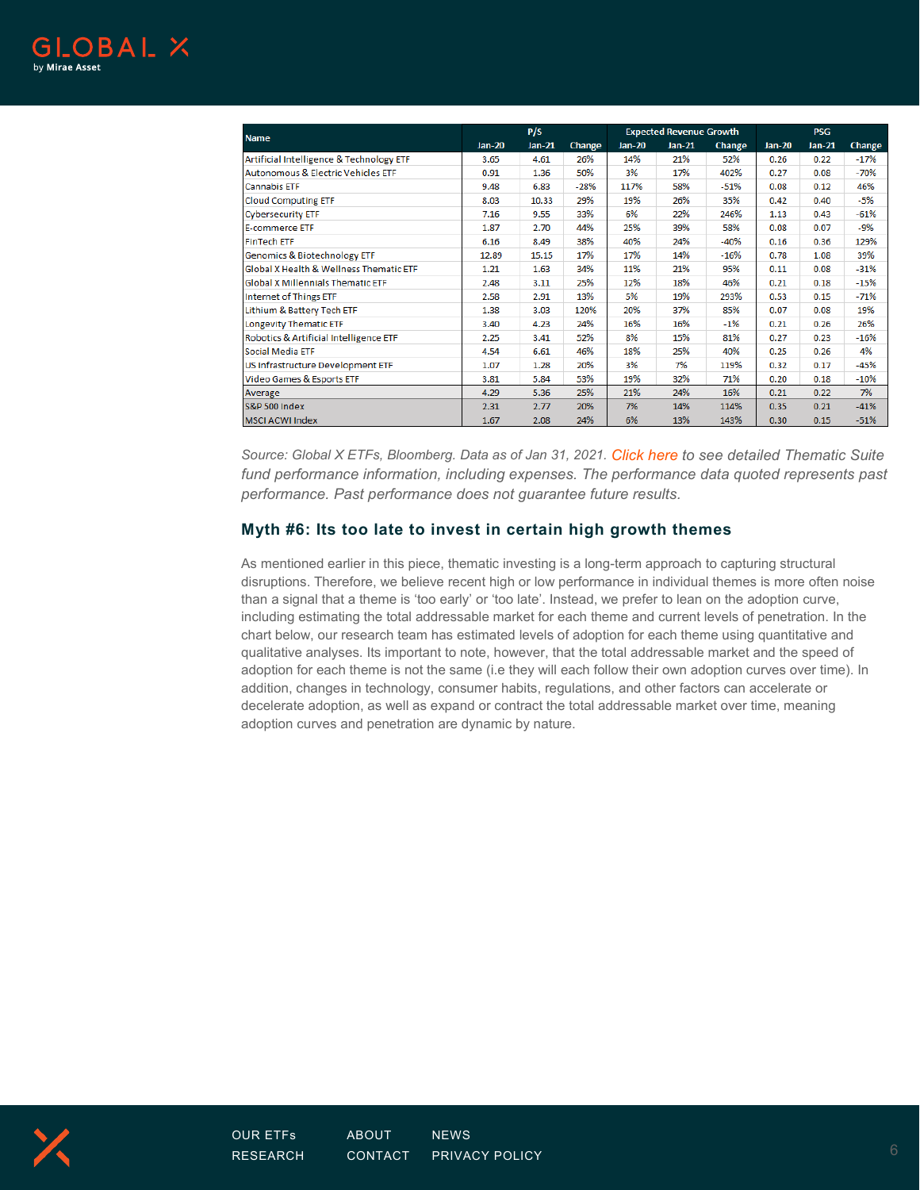| Name | P/S | | | Expected Revenue Growth | | | PSG | | |
|---|---|---|---|---|---|---|---|---|---|
| | Jan-20 | Jan-21 | Change | Jan-20 | Jan-21 | Change | Jan-20 | Jan-21 | Change |
| Artificial Intelligence & Technology ETF | 3.65 | 4.61 | 26% | 14% | 21% | 52% | 0.26 | 0.22 | -17% |
| Autonomous & Electric Vehicles ETF | 0.91 | 1.36 | 50% | 3% | 17% | 402% | 0.27 | 0.08 | -70% |
| Cannabis ETF | 9.48 | 6.83 | -28% | 117% | 58% | -51% | 0.08 | 0.12 | 46% |
| Cloud Computing ETF | 8.03 | 10.33 | 29% | 19% | 26% | 35% | 0.42 | 0.40 | -5% |
| Cybersecurity ETF | 7.16 | 9.55 | 33% | 6% | 22% | 246% | 1.13 | 0.43 | -61% |
| E-commerce ETF | 1.87 | 2.70 | 44% | 25% | 39% | 58% | 0.08 | 0.07 | -9% |
| FinTech ETF | 6.16 | 8.49 | 38% | 40% | 24% | -40% | 0.16 | 0.36 | 129% |
| Genomics & Biotechnology ETF | 12.89 | 15.15 | 17% | 17% | 14% | -16% | 0.78 | 1.08 | 39% |
| Global X Health & Wellness Thematic ETF | 1.21 | 1.63 | 34% | 11% | 21% | 95% | 0.11 | 0.08 | -31% |
| Global X Millennials Thematic ETF | 2.48 | 3.11 | 25% | 12% | 18% | 46% | 0.21 | 0.18 | -15% |
| Internet of Things ETF | 2.58 | 2.91 | 13% | 5% | 19% | 293% | 0.53 | 0.15 | -71% |
| Lithium & Battery Tech ETF | 1.38 | 3.03 | 120% | 20% | 37% | 85% | 0.07 | 0.08 | 19% |
| Longevity Thematic ETF | 3.40 | 4.23 | 24% | 16% | 16% | -1% | 0.21 | 0.26 | 26% |
| Robotics & Artificial Intelligence ETF | 2.25 | 3.41 | 52% | 8% | 15% | 81% | 0.27 | 0.23 | -16% |
| Social Media ETF | 4.54 | 6.61 | 46% | 18% | 25% | 40% | 0.25 | 0.26 | 4% |
| US Infrastructure Development ETF | 1.07 | 1.28 | 20% | 3% | 7% | 119% | 0.32 | 0.17 | -45% |
| Video Games & Esports ETF | 3.81 | 5.84 | 53% | 19% | 32% | 71% | 0.20 | 0.18 | -10% |
| Average | 4.29 | 5.36 | 25% | 21% | 24% | 16% | 0.21 | 0.22 | 7% |
| S&P 500 Index | 2.31 | 2.77 | 20% | 7% | 14% | 114% | 0.35 | 0.21 | -41% |
| MSCI ACWI Index | 1.67 | 2.08 | 24% | 6% | 13% | 143% | 0.30 | 0.15 | -51% |

*Source: Global X ETFs, Bloomberg. Data as of Jan 31, 2021. Click here to see detailed Thematic Suite fund performance information, including expenses. The performance data quoted represents past performance. Past performance does not guarantee future results.*

### Myth #6: Its too late to invest in certain high growth themes

As mentioned earlier in this piece, thematic investing is a long-term approach to capturing structural disruptions. Therefore, we believe recent high or low performance in individual themes is more often noise than a signal that a theme is 'too early' or 'too late'. Instead, we prefer to lean on the adoption curve, including estimating the total addressable market for each theme and current levels of penetration. In the chart below, our research team has estimated levels of adoption for each theme using quantitative and qualitative analyses. Its important to note, however, that the total addressable market and the speed of adoption for each theme is not the same (i.e they will each follow their own adoption curves over time). In addition, changes in technology, consumer habits, regulations, and other factors can accelerate or decelerate adoption, as well as expand or contract the total addressable market over time, meaning adoption curves and penetration are dynamic by nature.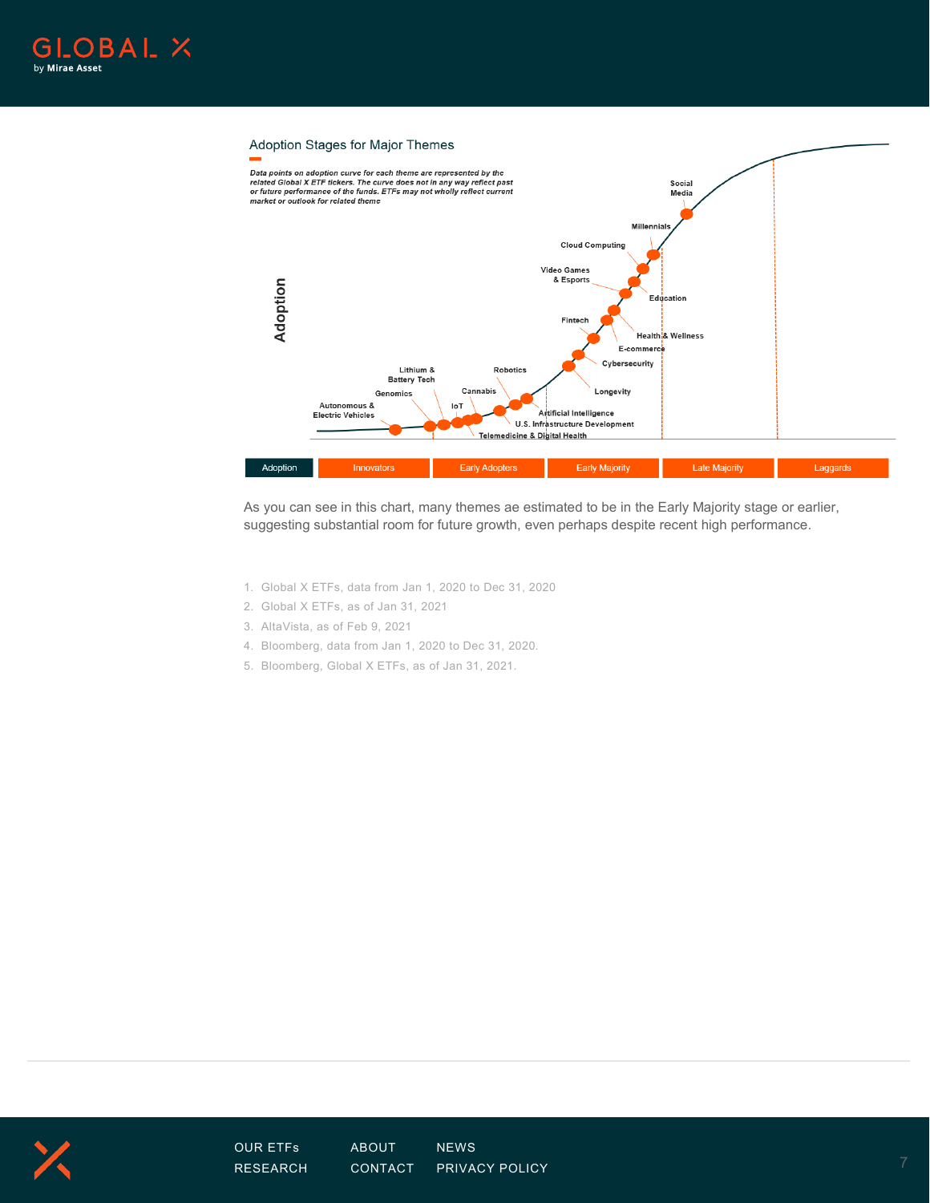## Adoption Stages for Major Themes

*Data points on adoption curve for each theme are represented by the related Global X ETF tickers. The curve does not in any way reflect past or future performance of the funds. ETFs may not wholly reflect current market or outlook for related theme*

As you can see in this chart, many themes ae estimated to be in the Early Majority stage or earlier, suggesting substantial room for future growth, even perhaps despite recent high performance.

1. Global X ETFs, data from Jan 1, 2020 to Dec 31, 2020
2. Global X ETFs, as of Jan 31, 2021
3. AltaVista, as of Feb 9, 2021
4. Bloomberg, data from Jan 1, 2020 to Dec 31, 2020.
5. Bloomberg, Global X ETFs, as of Jan 31, 2021.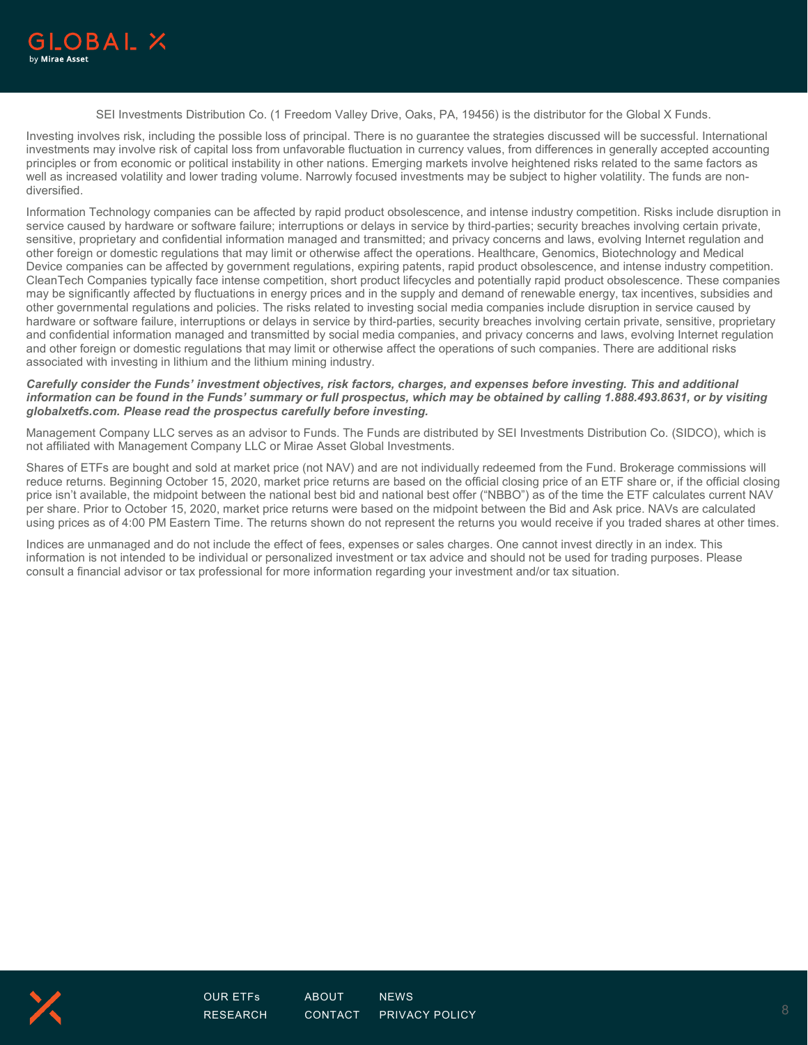SEI Investments Distribution Co. (1 Freedom Valley Drive, Oaks, PA, 19456) is the distributor for the Global X Funds.

Investing involves risk, including the possible loss of principal. There is no guarantee the strategies discussed will be successful. International investments may involve risk of capital loss from unfavorable fluctuation in currency values, from differences in generally accepted accounting principles or from economic or political instability in other nations. Emerging markets involve heightened risks related to the same factors as well as increased volatility and lower trading volume. Narrowly focused investments may be subject to higher volatility. The funds are non-diversified.

Information Technology companies can be affected by rapid product obsolescence, and intense industry competition. Risks include disruption in service caused by hardware or software failure; interruptions or delays in service by third-parties; security breaches involving certain private, sensitive, proprietary and confidential information managed and transmitted; and privacy concerns and laws, evolving Internet regulation and other foreign or domestic regulations that may limit or otherwise affect the operations. Healthcare, Genomics, Biotechnology and Medical Device companies can be affected by government regulations, expiring patents, rapid product obsolescence, and intense industry competition. CleanTech Companies typically face intense competition, short product lifecycles and potentially rapid product obsolescence. These companies may be significantly affected by fluctuations in energy prices and in the supply and demand of renewable energy, tax incentives, subsidies and other governmental regulations and policies. The risks related to investing social media companies include disruption in service caused by hardware or software failure, interruptions or delays in service by third-parties, security breaches involving certain private, sensitive, proprietary and confidential information managed and transmitted by social media companies, and privacy concerns and laws, evolving Internet regulation and other foreign or domestic regulations that may limit or otherwise affect the operations of such companies. There are additional risks associated with investing in lithium and the lithium mining industry.

***Carefully consider the Funds' investment objectives, risk factors, charges, and expenses before investing. This and additional information can be found in the Funds' summary or full prospectus, which may be obtained by calling 1.888.493.8631, or by visiting globalxetfs.com. Please read the prospectus carefully before investing.***

Management Company LLC serves as an advisor to Funds. The Funds are distributed by SEI Investments Distribution Co. (SIDCO), which is not affiliated with Management Company LLC or Mirae Asset Global Investments.

Shares of ETFs are bought and sold at market price (not NAV) and are not individually redeemed from the Fund. Brokerage commissions will reduce returns. Beginning October 15, 2020, market price returns are based on the official closing price of an ETF share or, if the official closing price isn't available, the midpoint between the national best bid and national best offer ("NBBO") as of the time the ETF calculates current NAV per share. Prior to October 15, 2020, market price returns were based on the midpoint between the Bid and Ask price. NAVs are calculated using prices as of 4:00 PM Eastern Time. The returns shown do not represent the returns you would receive if you traded shares at other times.

Indices are unmanaged and do not include the effect of fees, expenses or sales charges. One cannot invest directly in an index. This information is not intended to be individual or personalized investment or tax advice and should not be used for trading purposes. Please consult a financial advisor or tax professional for more information regarding your investment and/or tax situation.